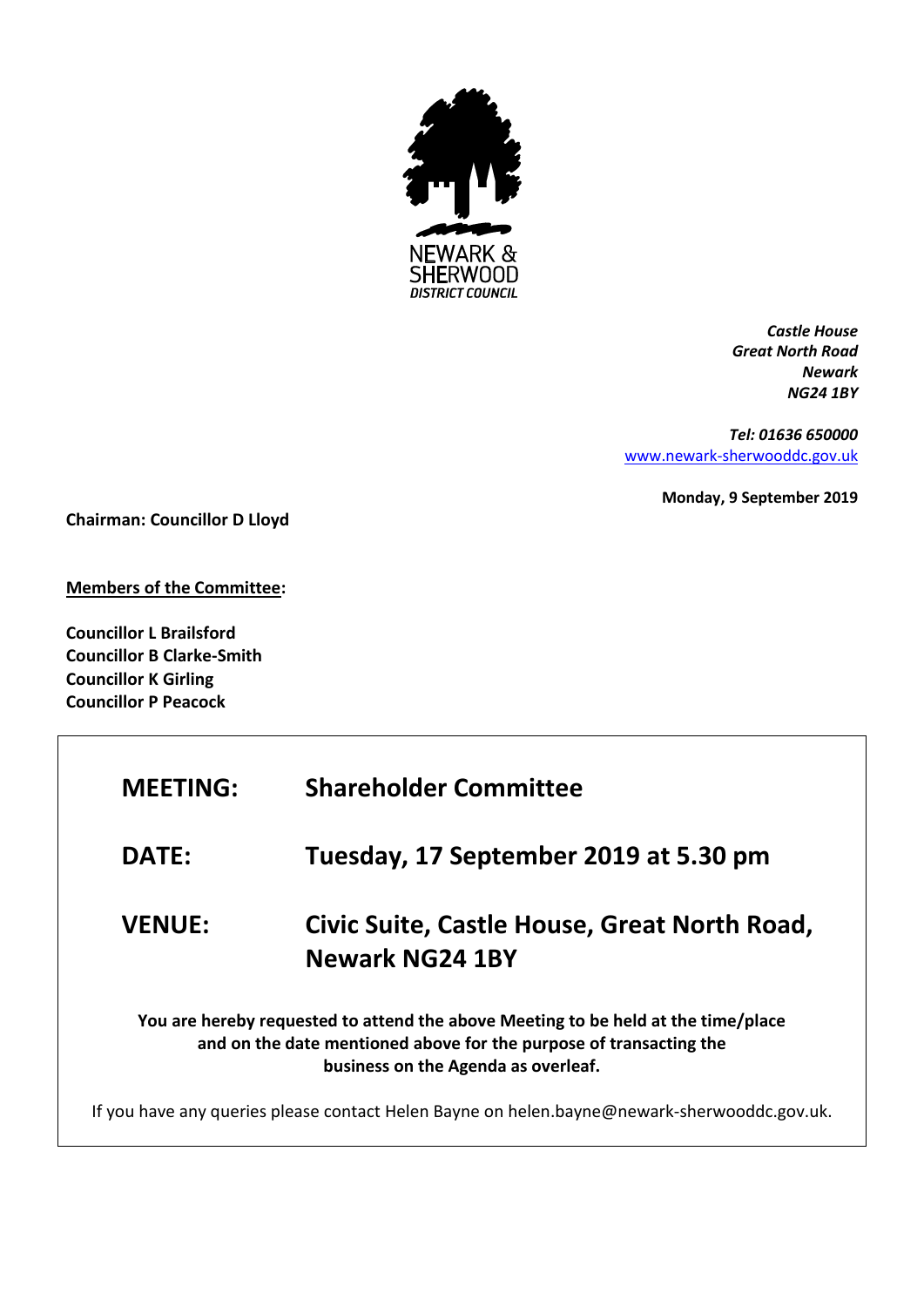NEWARK & SHERWOOD DISTRICT COUNCIL

***Castle House***
***Great North Road***
***Newark***
***NG24 1BY***

***Tel: 01636 650000***
[www.newark-sherwooddc.gov.uk](http://www.newark-sherwooddc.gov.uk)

**Monday, 9 September 2019**

**Chairman: Councillor D Lloyd**

**Members of the Committee:**

**Councillor L Brailsford**
**Councillor B Clarke-Smith**
**Councillor K Girling**
**Councillor P Peacock**

| | |
|---|---|
| **MEETING:** | **Shareholder Committee** |
| **DATE:** | **Tuesday, 17 September 2019 at 5.30 pm** |
| **VENUE:** | **Civic Suite, Castle House, Great North Road, Newark NG24 1BY** |

**You are hereby requested to attend the above Meeting to be held at the time/place and on the date mentioned above for the purpose of transacting the business on the Agenda as overleaf.**

If you have any queries please contact Helen Bayne on helen.bayne@newark-sherwooddc.gov.uk.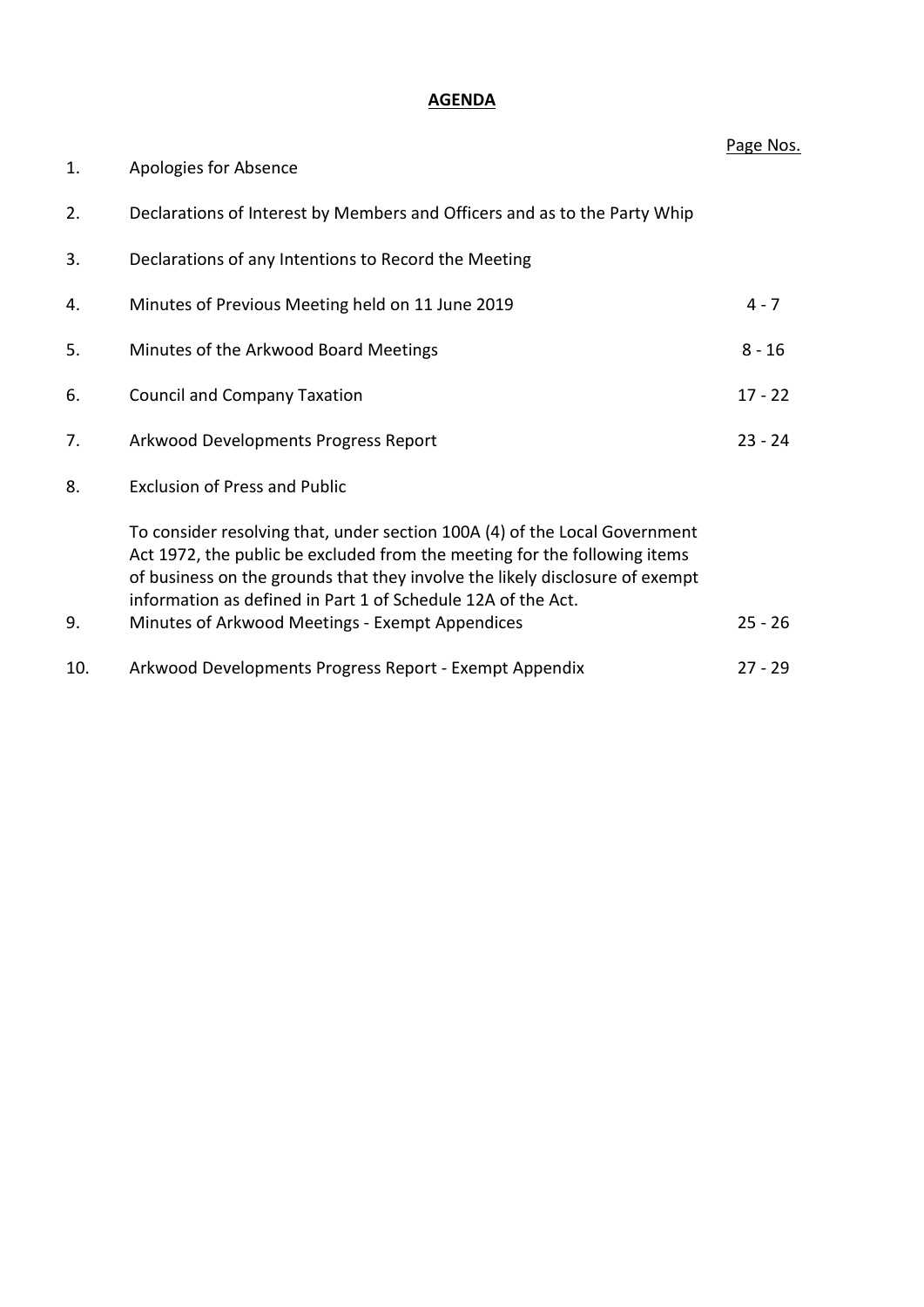# AGENDA

| | | Page Nos. |
|---|---|---|
| 1. | Apologies for Absence | |
| 2. | Declarations of Interest by Members and Officers and as to the Party Whip | |
| 3. | Declarations of any Intentions to Record the Meeting | |
| 4. | Minutes of Previous Meeting held on 11 June 2019 | 4 - 7 |
| 5. | Minutes of the Arkwood Board Meetings | 8 - 16 |
| 6. | Council and Company Taxation | 17 - 22 |
| 7. | Arkwood Developments Progress Report | 23 - 24 |
| 8. | Exclusion of Press and Public<br><br>To consider resolving that, under section 100A (4) of the Local Government Act 1972, the public be excluded from the meeting for the following items of business on the grounds that they involve the likely disclosure of exempt information as defined in Part 1 of Schedule 12A of the Act. | |
| 9. | Minutes of Arkwood Meetings - Exempt Appendices | 25 - 26 |
| 10. | Arkwood Developments Progress Report - Exempt Appendix | 27 - 29 |